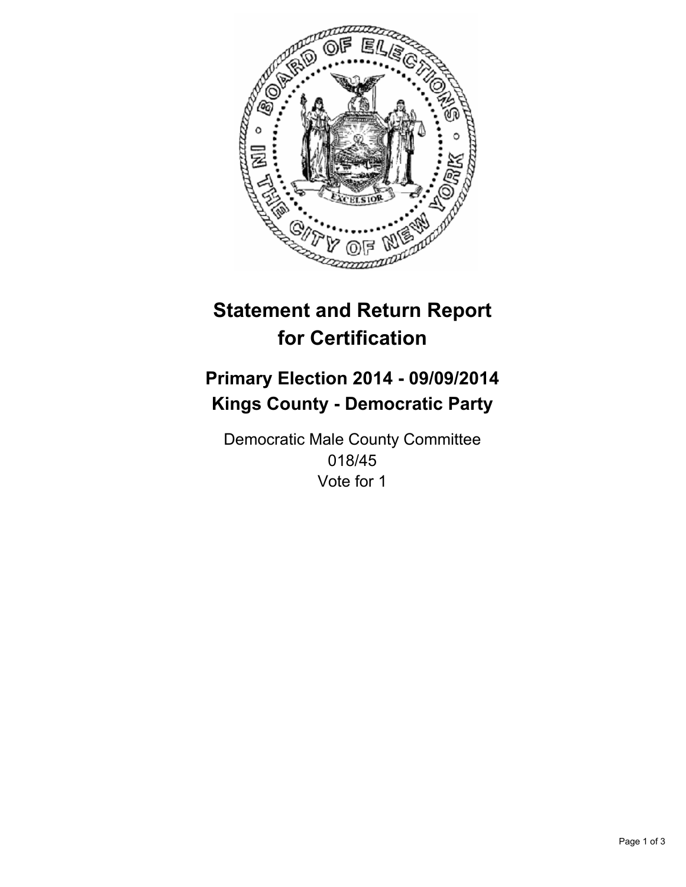# Statement and Return Report for Certification

## Primary Election 2014 - 09/09/2014
## Kings County - Democratic Party

Democratic Male County Committee
018/45
Vote for 1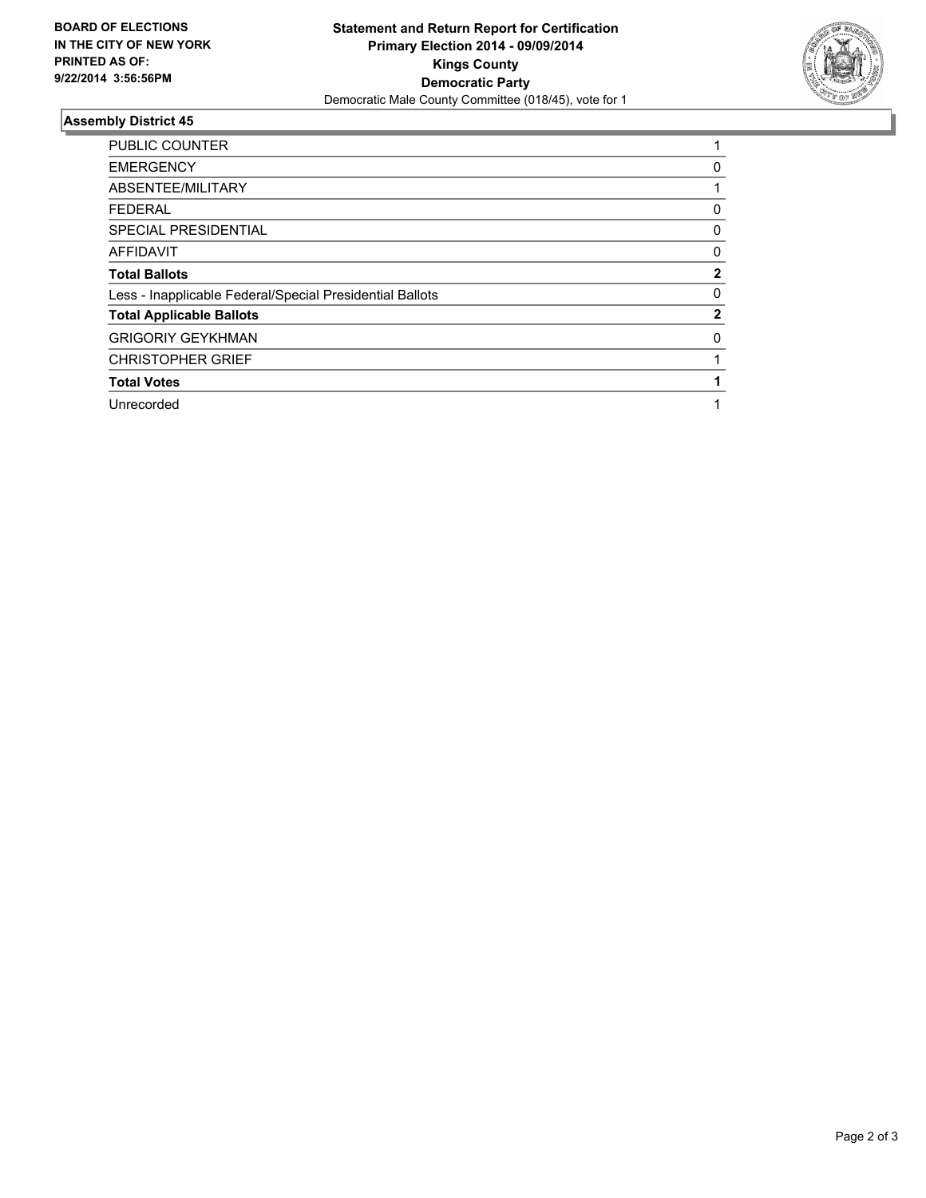**BOARD OF ELECTIONS IN THE CITY OF NEW YORK PRINTED AS OF: 9/22/2014 3:56:56PM**

**Statement and Return Report for Certification**
**Primary Election 2014 - 09/09/2014**
**Kings County**
**Democratic Party**
Democratic Male County Committee (018/45), vote for 1

### Assembly District 45

| | |
|---|---|
| PUBLIC COUNTER | 1 |
| EMERGENCY | 0 |
| ABSENTEE/MILITARY | 1 |
| FEDERAL | 0 |
| SPECIAL PRESIDENTIAL | 0 |
| AFFIDAVIT | 0 |
| **Total Ballots** | **2** |
| Less - Inapplicable Federal/Special Presidential Ballots | 0 |
| **Total Applicable Ballots** | **2** |
| GRIGORIY GEYKHMAN | 0 |
| CHRISTOPHER GRIEF | 1 |
| **Total Votes** | **1** |
| Unrecorded | 1 |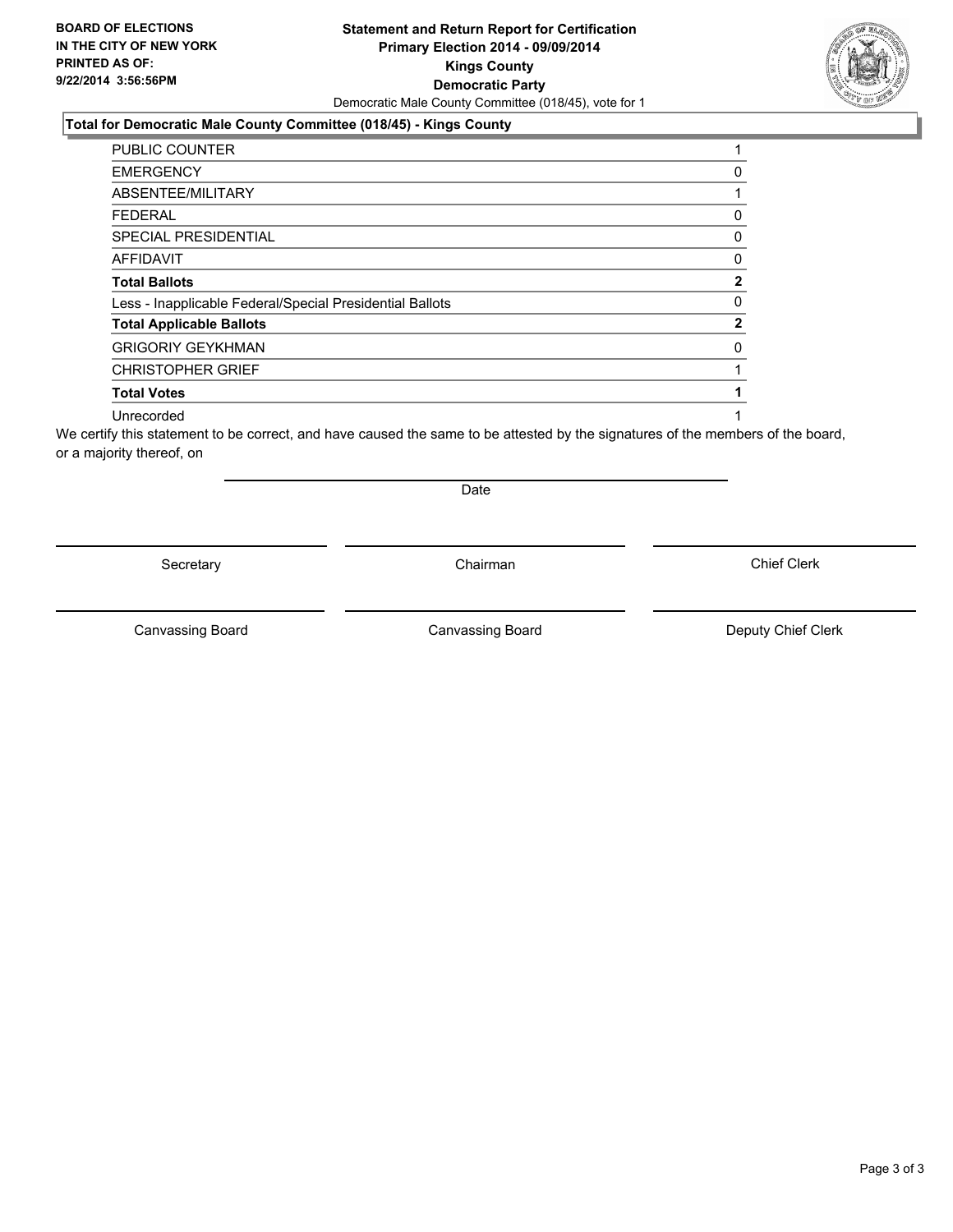**BOARD OF ELECTIONS IN THE CITY OF NEW YORK PRINTED AS OF: 9/22/2014 3:56:56PM**

# Statement and Return Report for Certification
## Primary Election 2014 - 09/09/2014
## Kings County
## Democratic Party

Democratic Male County Committee (018/45), vote for 1

### Total for Democratic Male County Committee (018/45) - Kings County

| | |
|---|---|
| PUBLIC COUNTER | 1 |
| EMERGENCY | 0 |
| ABSENTEE/MILITARY | 1 |
| FEDERAL | 0 |
| SPECIAL PRESIDENTIAL | 0 |
| AFFIDAVIT | 0 |
| **Total Ballots** | **2** |
| Less - Inapplicable Federal/Special Presidential Ballots | 0 |
| **Total Applicable Ballots** | **2** |
| GRIGORIY GEYKHMAN | 0 |
| CHRISTOPHER GRIEF | 1 |
| **Total Votes** | **1** |
| Unrecorded | 1 |

We certify this statement to be correct, and have caused the same to be attested by the signatures of the members of the board, or a majority thereof, on

Date

Secretary

Chairman

Chief Clerk

Canvassing Board

Canvassing Board

Deputy Chief Clerk